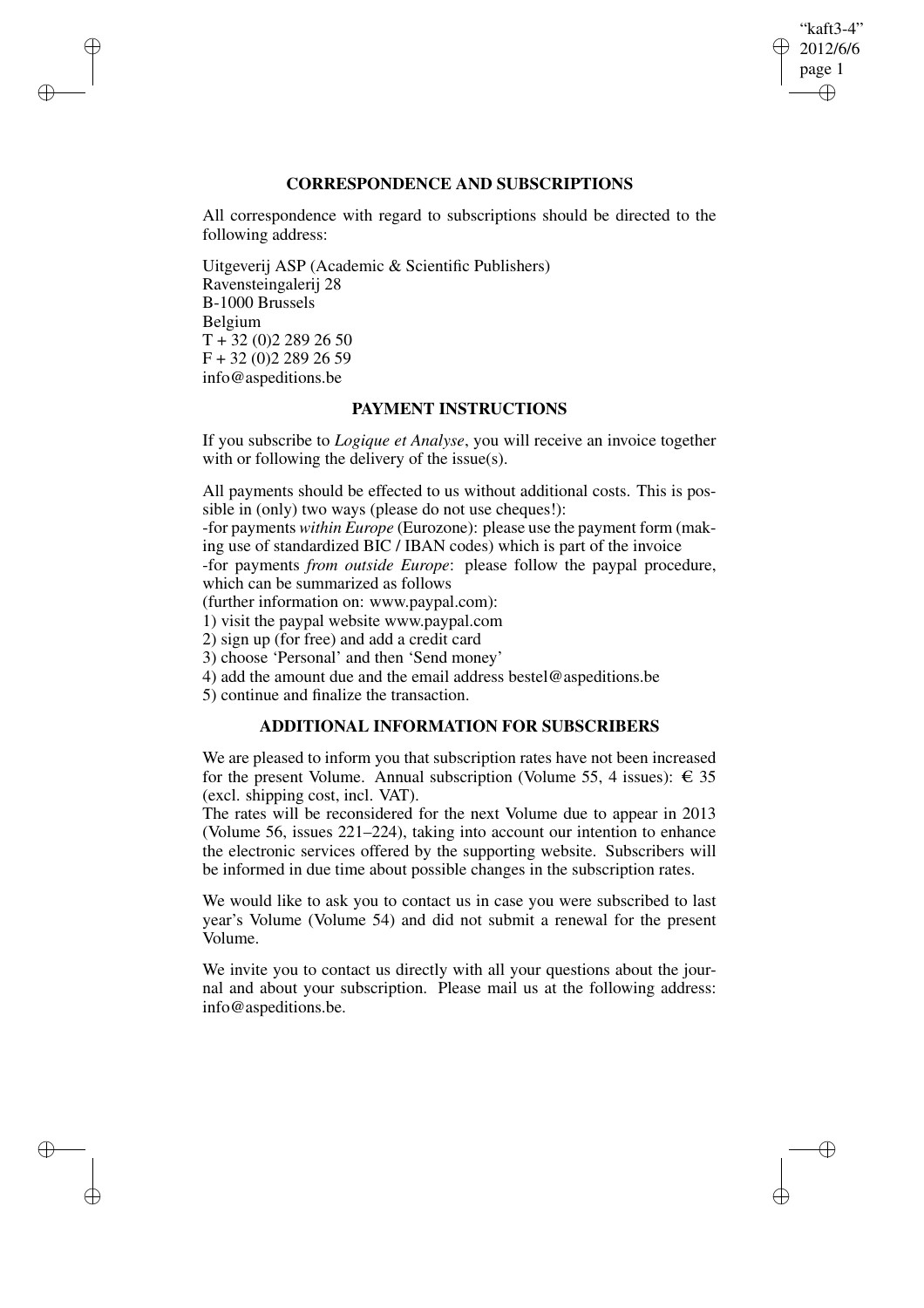## CORRESPONDENCE AND SUBSCRIPTIONS

All correspondence with regard to subscriptions should be directed to the following address:

Uitgeverij ASP (Academic & Scientific Publishers)
Ravensteingalerij 28
B-1000 Brussels
Belgium
T + 32 (0)2 289 26 50
F + 32 (0)2 289 26 59
info@aspeditions.be

## PAYMENT INSTRUCTIONS

If you subscribe to *Logique et Analyse*, you will receive an invoice together with or following the delivery of the issue(s).

All payments should be effected to us without additional costs. This is possible in (only) two ways (please do not use cheques!):
-for payments *within Europe* (Eurozone): please use the payment form (making use of standardized BIC / IBAN codes) which is part of the invoice
-for payments *from outside Europe*: please follow the paypal procedure, which can be summarized as follows
(further information on: www.paypal.com):
1) visit the paypal website www.paypal.com
2) sign up (for free) and add a credit card
3) choose 'Personal' and then 'Send money'
4) add the amount due and the email address bestel@aspeditions.be
5) continue and finalize the transaction.

## ADDITIONAL INFORMATION FOR SUBSCRIBERS

We are pleased to inform you that subscription rates have not been increased for the present Volume. Annual subscription (Volume 55, 4 issues): € 35 (excl. shipping cost, incl. VAT).
The rates will be reconsidered for the next Volume due to appear in 2013 (Volume 56, issues 221–224), taking into account our intention to enhance the electronic services offered by the supporting website. Subscribers will be informed in due time about possible changes in the subscription rates.

We would like to ask you to contact us in case you were subscribed to last year's Volume (Volume 54) and did not submit a renewal for the present Volume.

We invite you to contact us directly with all your questions about the journal and about your subscription. Please mail us at the following address: info@aspeditions.be.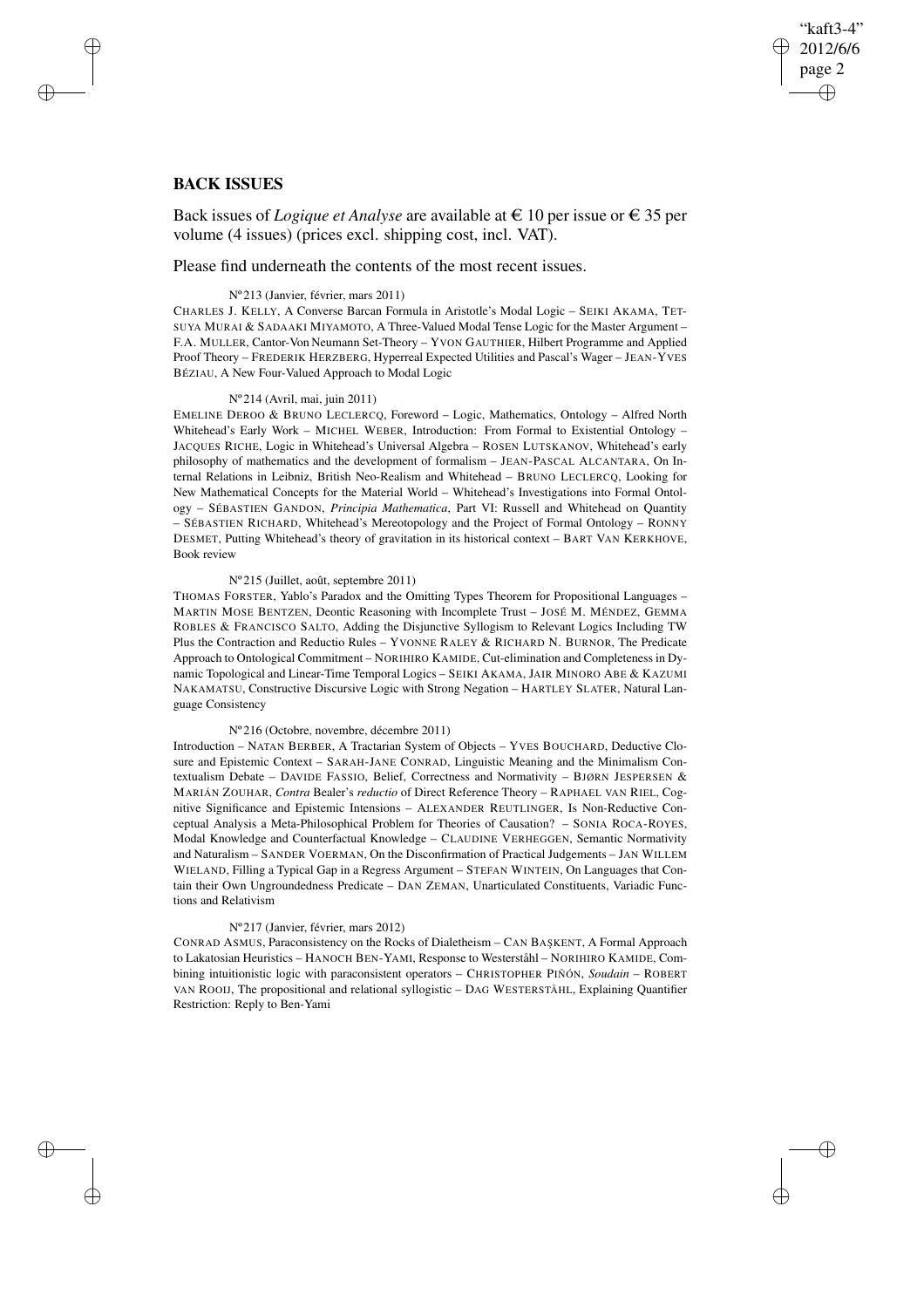## BACK ISSUES

Back issues of *Logique et Analyse* are available at € 10 per issue or € 35 per volume (4 issues) (prices excl. shipping cost, incl. VAT).

Please find underneath the contents of the most recent issues.

Nº213 (Janvier, février, mars 2011)

CHARLES J. KELLY, A Converse Barcan Formula in Aristotle's Modal Logic – SEIKI AKAMA, TETSUYA MURAI & SADAAKI MIYAMOTO, A Three-Valued Modal Tense Logic for the Master Argument – F.A. MULLER, Cantor-Von Neumann Set-Theory – YVON GAUTHIER, Hilbert Programme and Applied Proof Theory – FREDERIK HERZBERG, Hyperreal Expected Utilities and Pascal's Wager – JEAN-YVES BÉZIAU, A New Four-Valued Approach to Modal Logic

Nº214 (Avril, mai, juin 2011)

EMELINE DEROO & BRUNO LECLERCQ, Foreword – Logic, Mathematics, Ontology – Alfred North Whitehead's Early Work – MICHEL WEBER, Introduction: From Formal to Existential Ontology – JACQUES RICHE, Logic in Whitehead's Universal Algebra – ROSEN LUTSKANOV, Whitehead's early philosophy of mathematics and the development of formalism – JEAN-PASCAL ALCANTARA, On Internal Relations in Leibniz, British Neo-Realism and Whitehead – BRUNO LECLERCQ, Looking for New Mathematical Concepts for the Material World – Whitehead's Investigations into Formal Ontology – SÉBASTIEN GANDON, *Principia Mathematica*, Part VI: Russell and Whitehead on Quantity – SÉBASTIEN RICHARD, Whitehead's Mereotopology and the Project of Formal Ontology – RONNY DESMET, Putting Whitehead's theory of gravitation in its historical context – BART VAN KERKHOVE, Book review

Nº215 (Juillet, août, septembre 2011)

THOMAS FORSTER, Yablo's Paradox and the Omitting Types Theorem for Propositional Languages – MARTIN MOSE BENTZEN, Deontic Reasoning with Incomplete Trust – JOSÉ M. MÉNDEZ, GEMMA ROBLES & FRANCISCO SALTO, Adding the Disjunctive Syllogism to Relevant Logics Including TW Plus the Contraction and Reductio Rules – YVONNE RALEY & RICHARD N. BURNOR, The Predicate Approach to Ontological Commitment – NORIHIRO KAMIDE, Cut-elimination and Completeness in Dynamic Topological and Linear-Time Temporal Logics – SEIKI AKAMA, JAIR MINORO ABE & KAZUMI NAKAMATSU, Constructive Discursive Logic with Strong Negation – HARTLEY SLATER, Natural Language Consistency

Nº216 (Octobre, novembre, décembre 2011)

Introduction – NATAN BERBER, A Tractarian System of Objects – YVES BOUCHARD, Deductive Closure and Epistemic Context – SARAH-JANE CONRAD, Linguistic Meaning and the Minimalism Contextualism Debate – DAVIDE FASSIO, Belief, Correctness and Normativity – BJØRN JESPERSEN & MARIÁN ZOUHAR, *Contra* Bealer's *reductio* of Direct Reference Theory – RAPHAEL VAN RIEL, Cognitive Significance and Epistemic Intensions – ALEXANDER REUTLINGER, Is Non-Reductive Conceptual Analysis a Meta-Philosophical Problem for Theories of Causation? – SONIA ROCA-ROYES, Modal Knowledge and Counterfactual Knowledge – CLAUDINE VERHEGGEN, Semantic Normativity and Naturalism – SANDER VOERMAN, On the Disconfirmation of Practical Judgements – JAN WILLEM WIELAND, Filling a Typical Gap in a Regress Argument – STEFAN WINTEIN, On Languages that Contain their Own Ungroundedness Predicate – DAN ZEMAN, Unarticulated Constituents, Variadic Functions and Relativism

Nº217 (Janvier, février, mars 2012)

CONRAD ASMUS, Paraconsistency on the Rocks of Dialetheism – CAN BAŞKENT, A Formal Approach to Lakatosian Heuristics – HANOCH BEN-YAMI, Response to Westerståhl – NORIHIRO KAMIDE, Combining intuitionistic logic with paraconsistent operators – CHRISTOPHER PIÑÓN, *Soudain* – ROBERT VAN ROOIJ, The propositional and relational syllogistic – DAG WESTERSTÅHL, Explaining Quantifier Restriction: Reply to Ben-Yami